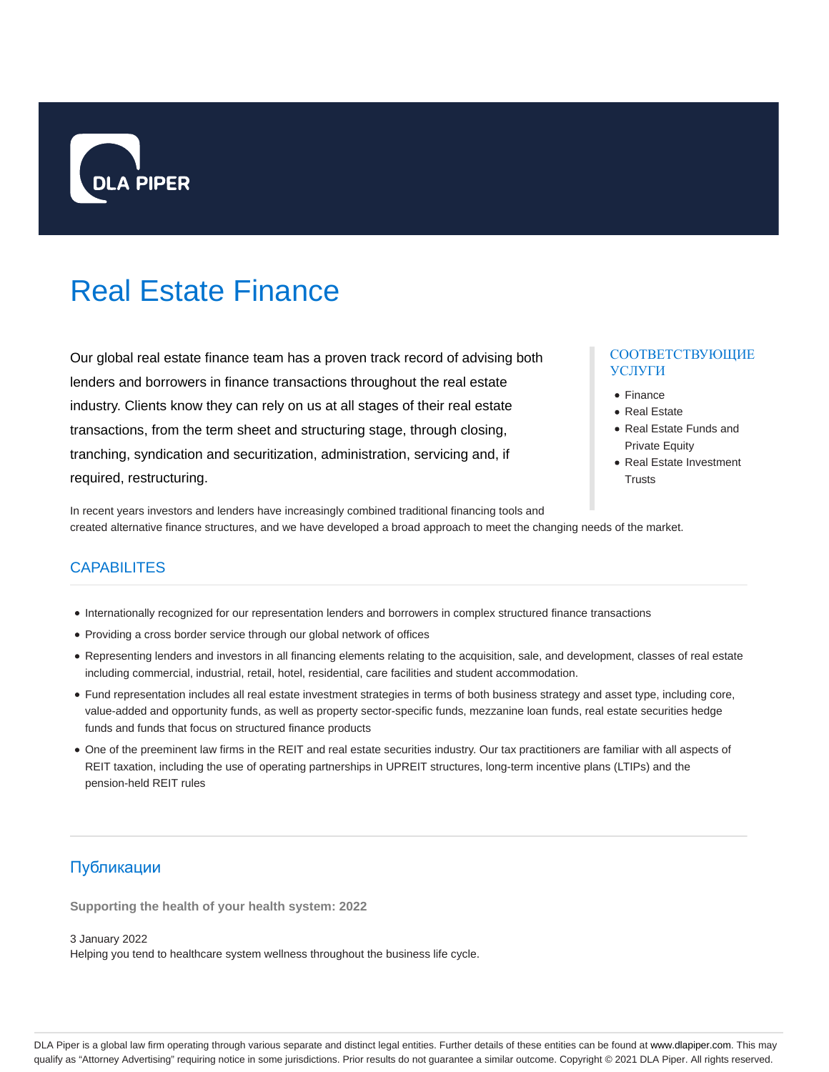DLA PIPER

# Real Estate Finance

Our global real estate finance team has a proven track record of advising both lenders and borrowers in finance transactions throughout the real estate industry. Clients know they can rely on us at all stages of their real estate transactions, from the term sheet and structuring stage, through closing, tranching, syndication and securitization, administration, servicing and, if required, restructuring.

In recent years investors and lenders have increasingly combined traditional financing tools and created alternative finance structures, and we have developed a broad approach to meet the changing needs of the market.

### СООТВЕТСТВУЮЩИЕ УСЛУГИ

- Finance
- Real Estate
- Real Estate Funds and Private Equity
- Real Estate Investment Trusts

## CAPABILITES

- Internationally recognized for our representation lenders and borrowers in complex structured finance transactions
- Providing a cross border service through our global network of offices
- Representing lenders and investors in all financing elements relating to the acquisition, sale, and development, classes of real estate including commercial, industrial, retail, hotel, residential, care facilities and student accommodation.
- Fund representation includes all real estate investment strategies in terms of both business strategy and asset type, including core, value-added and opportunity funds, as well as property sector-specific funds, mezzanine loan funds, real estate securities hedge funds and funds that focus on structured finance products
- One of the preeminent law firms in the REIT and real estate securities industry. Our tax practitioners are familiar with all aspects of REIT taxation, including the use of operating partnerships in UPREIT structures, long-term incentive plans (LTIPs) and the pension-held REIT rules

## Публикации

**Supporting the health of your health system: 2022**

3 January 2022

Helping you tend to healthcare system wellness throughout the business life cycle.

DLA Piper is a global law firm operating through various separate and distinct legal entities. Further details of these entities can be found at www.dlapiper.com. This may qualify as "Attorney Advertising" requiring notice in some jurisdictions. Prior results do not guarantee a similar outcome. Copyright © 2021 DLA Piper. All rights reserved.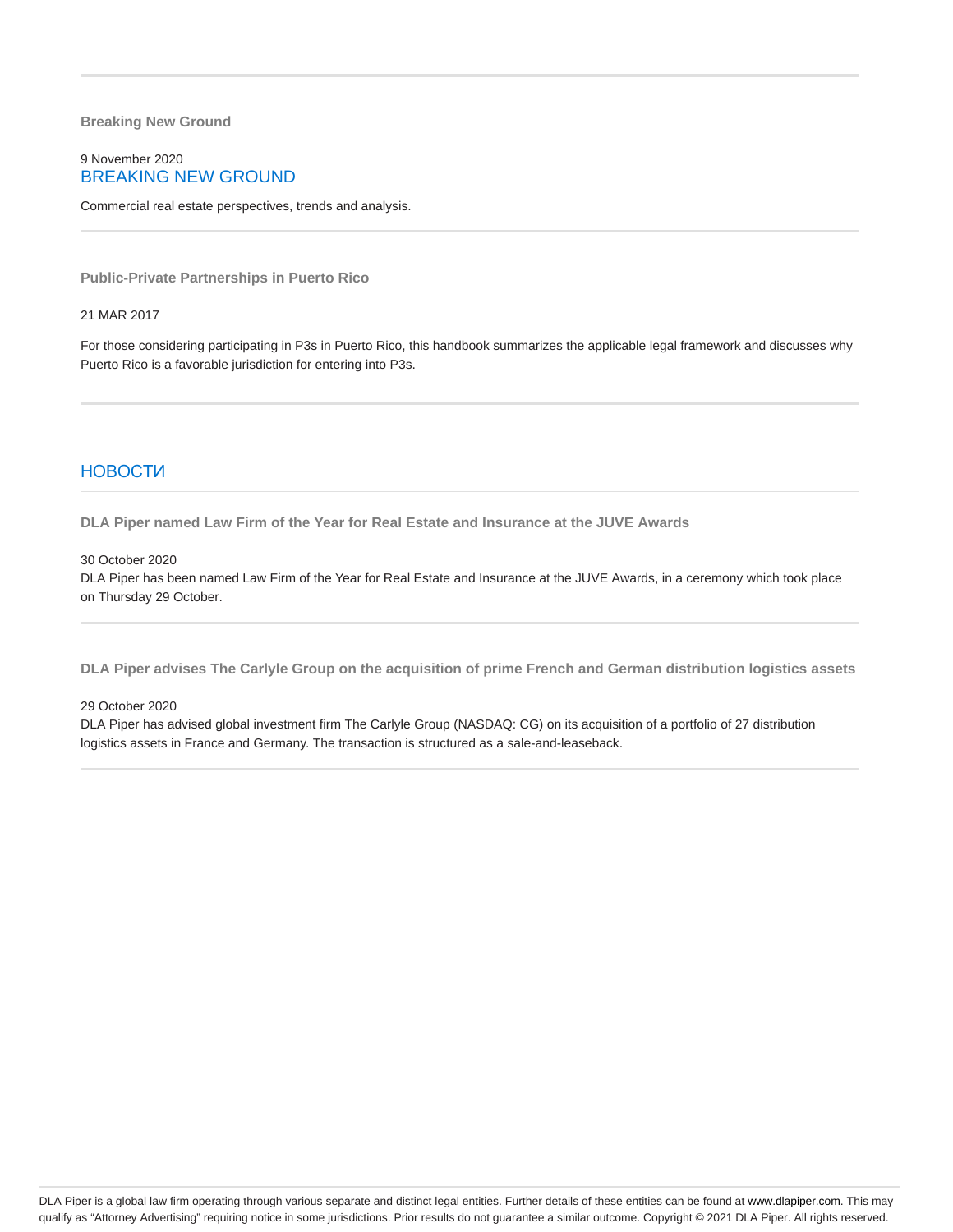**Breaking New Ground**

9 November 2020

BREAKING NEW GROUND

Commercial real estate perspectives, trends and analysis.

---

**Public-Private Partnerships in Puerto Rico**

21 MAR 2017

For those considering participating in P3s in Puerto Rico, this handbook summarizes the applicable legal framework and discusses why Puerto Rico is a favorable jurisdiction for entering into P3s.

---

## НОВОСТИ

**DLA Piper named Law Firm of the Year for Real Estate and Insurance at the JUVE Awards**

30 October 2020

DLA Piper has been named Law Firm of the Year for Real Estate and Insurance at the JUVE Awards, in a ceremony which took place on Thursday 29 October.

---

**DLA Piper advises The Carlyle Group on the acquisition of prime French and German distribution logistics assets**

29 October 2020

DLA Piper has advised global investment firm The Carlyle Group (NASDAQ: CG) on its acquisition of a portfolio of 27 distribution logistics assets in France and Germany. The transaction is structured as a sale-and-leaseback.

---

DLA Piper is a global law firm operating through various separate and distinct legal entities. Further details of these entities can be found at www.dlapiper.com. This may qualify as "Attorney Advertising" requiring notice in some jurisdictions. Prior results do not guarantee a similar outcome. Copyright © 2021 DLA Piper. All rights reserved.